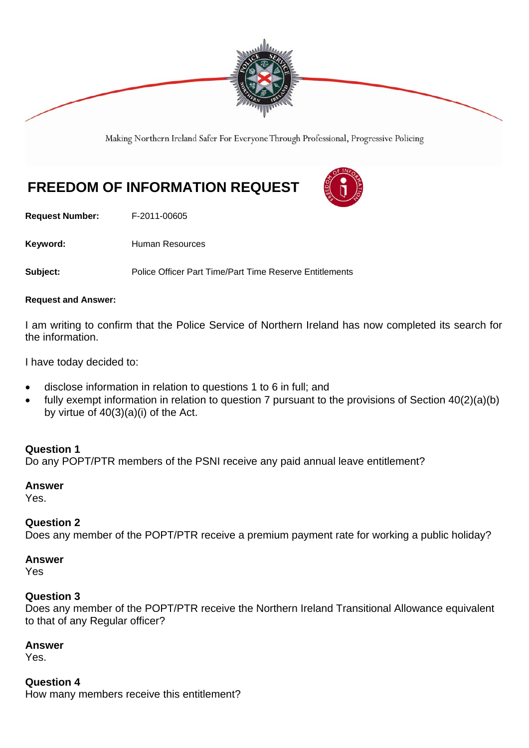Making Northern Ireland Safer For Everyone Through Professional, Progressive Policing

# FREEDOM OF INFORMATION REQUEST

**Request Number:** F-2011-00605

**Keyword:** Human Resources

**Subject:** Police Officer Part Time/Part Time Reserve Entitlements

**Request and Answer:**

I am writing to confirm that the Police Service of Northern Ireland has now completed its search for the information.

I have today decided to:

- disclose information in relation to questions 1 to 6 in full; and
- fully exempt information in relation to question 7 pursuant to the provisions of Section 40(2)(a)(b) by virtue of 40(3)(a)(i) of the Act.

**Question 1**
Do any POPT/PTR members of the PSNI receive any paid annual leave entitlement?

**Answer**
Yes.

**Question 2**
Does any member of the POPT/PTR receive a premium payment rate for working a public holiday?

**Answer**
Yes

**Question 3**
Does any member of the POPT/PTR receive the Northern Ireland Transitional Allowance equivalent to that of any Regular officer?

**Answer**
Yes.

**Question 4**
How many members receive this entitlement?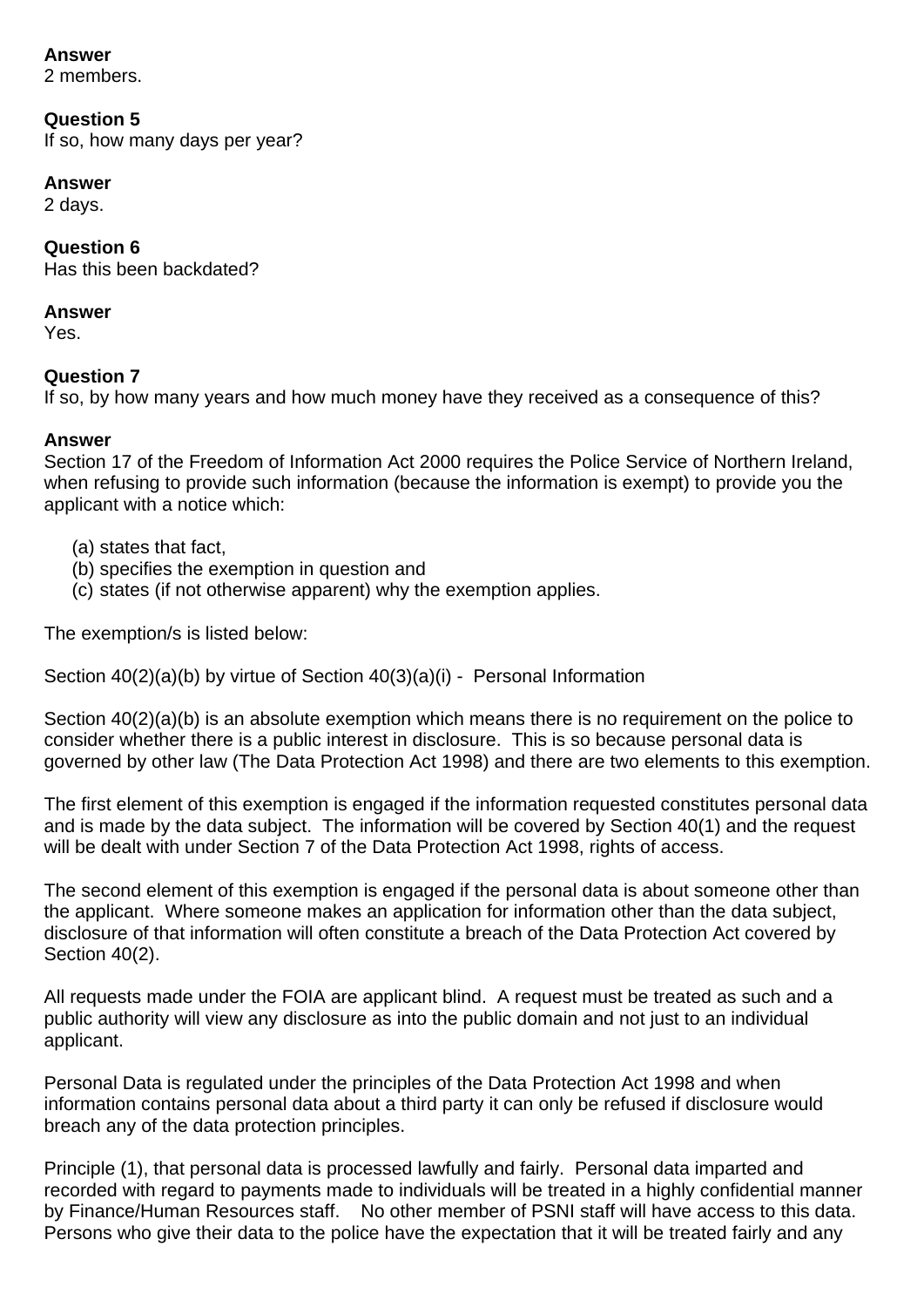**Answer**
2 members.

**Question 5**
If so, how many days per year?

**Answer**
2 days.

**Question 6**
Has this been backdated?

**Answer**
Yes.

**Question 7**
If so, by how many years and how much money have they received as a consequence of this?

**Answer**
Section 17 of the Freedom of Information Act 2000 requires the Police Service of Northern Ireland, when refusing to provide such information (because the information is exempt) to provide you the applicant with a notice which:

(a) states that fact,
(b) specifies the exemption in question and
(c) states (if not otherwise apparent) why the exemption applies.

The exemption/s is listed below:

Section 40(2)(a)(b) by virtue of Section 40(3)(a)(i) - Personal Information

Section 40(2)(a)(b) is an absolute exemption which means there is no requirement on the police to consider whether there is a public interest in disclosure. This is so because personal data is governed by other law (The Data Protection Act 1998) and there are two elements to this exemption.

The first element of this exemption is engaged if the information requested constitutes personal data and is made by the data subject. The information will be covered by Section 40(1) and the request will be dealt with under Section 7 of the Data Protection Act 1998, rights of access.

The second element of this exemption is engaged if the personal data is about someone other than the applicant. Where someone makes an application for information other than the data subject, disclosure of that information will often constitute a breach of the Data Protection Act covered by Section 40(2).

All requests made under the FOIA are applicant blind. A request must be treated as such and a public authority will view any disclosure as into the public domain and not just to an individual applicant.

Personal Data is regulated under the principles of the Data Protection Act 1998 and when information contains personal data about a third party it can only be refused if disclosure would breach any of the data protection principles.

Principle (1), that personal data is processed lawfully and fairly. Personal data imparted and recorded with regard to payments made to individuals will be treated in a highly confidential manner by Finance/Human Resources staff. No other member of PSNI staff will have access to this data. Persons who give their data to the police have the expectation that it will be treated fairly and any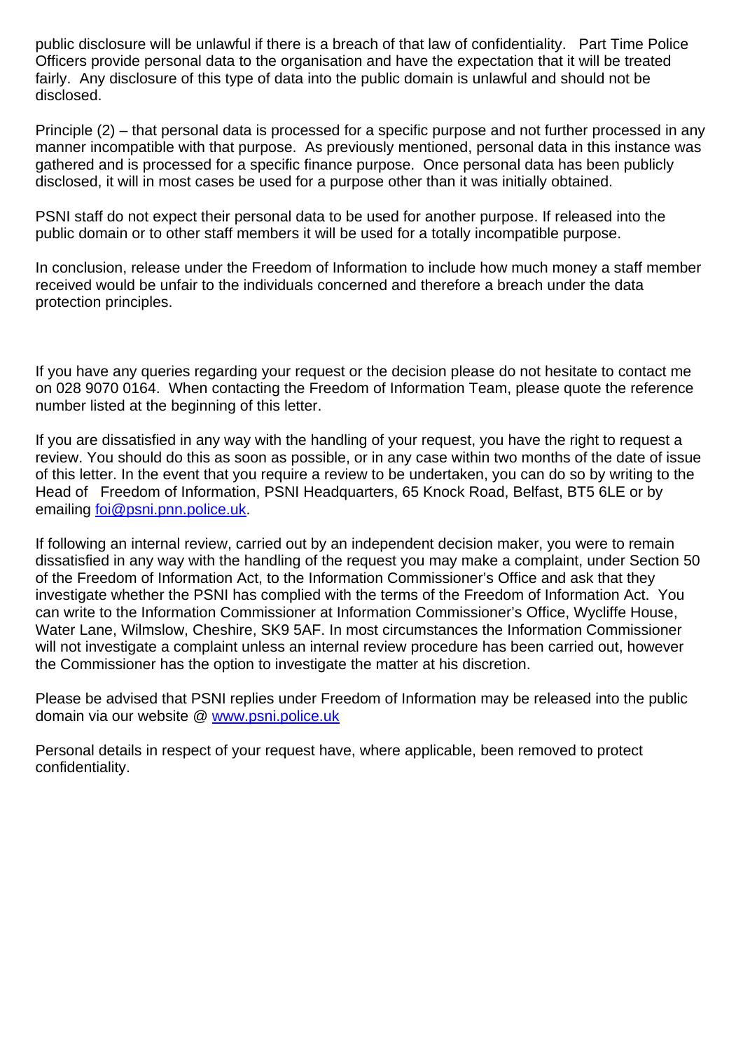public disclosure will be unlawful if there is a breach of that law of confidentiality. Part Time Police Officers provide personal data to the organisation and have the expectation that it will be treated fairly. Any disclosure of this type of data into the public domain is unlawful and should not be disclosed.

Principle (2) – that personal data is processed for a specific purpose and not further processed in any manner incompatible with that purpose. As previously mentioned, personal data in this instance was gathered and is processed for a specific finance purpose. Once personal data has been publicly disclosed, it will in most cases be used for a purpose other than it was initially obtained.

PSNI staff do not expect their personal data to be used for another purpose. If released into the public domain or to other staff members it will be used for a totally incompatible purpose.

In conclusion, release under the Freedom of Information to include how much money a staff member received would be unfair to the individuals concerned and therefore a breach under the data protection principles.

If you have any queries regarding your request or the decision please do not hesitate to contact me on 028 9070 0164. When contacting the Freedom of Information Team, please quote the reference number listed at the beginning of this letter.

If you are dissatisfied in any way with the handling of your request, you have the right to request a review. You should do this as soon as possible, or in any case within two months of the date of issue of this letter. In the event that you require a review to be undertaken, you can do so by writing to the Head of Freedom of Information, PSNI Headquarters, 65 Knock Road, Belfast, BT5 6LE or by emailing foi@psni.pnn.police.uk.

If following an internal review, carried out by an independent decision maker, you were to remain dissatisfied in any way with the handling of the request you may make a complaint, under Section 50 of the Freedom of Information Act, to the Information Commissioner's Office and ask that they investigate whether the PSNI has complied with the terms of the Freedom of Information Act. You can write to the Information Commissioner at Information Commissioner's Office, Wycliffe House, Water Lane, Wilmslow, Cheshire, SK9 5AF. In most circumstances the Information Commissioner will not investigate a complaint unless an internal review procedure has been carried out, however the Commissioner has the option to investigate the matter at his discretion.

Please be advised that PSNI replies under Freedom of Information may be released into the public domain via our website @ www.psni.police.uk

Personal details in respect of your request have, where applicable, been removed to protect confidentiality.